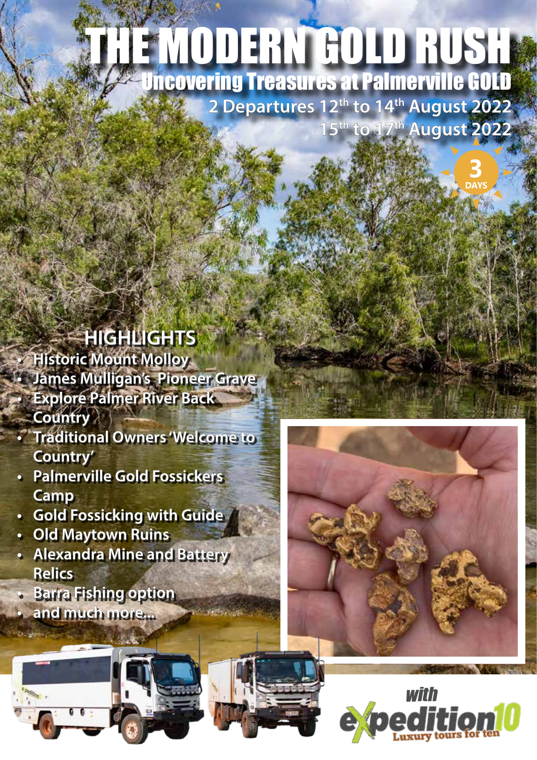# THE MODERN GOLD RUSH

## Uncovering Treasures at Palmerville GOLD

2 Departures 12th to 14th August 2022
15th to 17th August 2022

3 DAYS

## HIGHLIGHTS

- Historic Mount Molloy
- James Mulligan's Pioneer Grave
- Explore Palmer River Back Country
- Traditional Owners 'Welcome to Country'
- Palmerville Gold Fossickers Camp
- Gold Fossicking with Guide
- Old Maytown Ruins
- Alexandra Mine and Battery Relics
- Barra Fishing option
- and much more...

with expedition10
Luxury tours for ten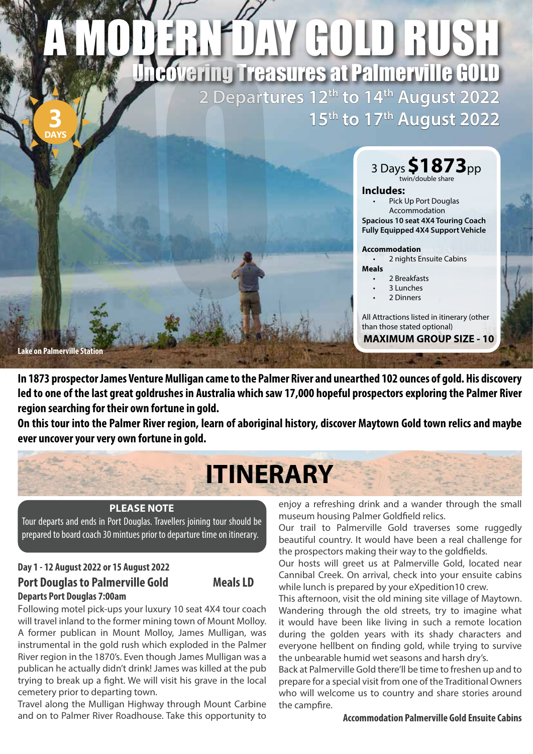# A MODERN DAY GOLD RUSH

## Uncovering Treasures at Palmerville GOLD

2 Departures 12th to 14th August 2022
15th to 17th August 2022

3 DAYS

3 Days **$1873**pp
twin/double share

**Includes:**
- Pick Up Port Douglas Accommodation

**Spacious 10 seat 4X4 Touring Coach**
**Fully Equipped 4X4 Support Vehicle**

**Accommodation**
- 2 nights Ensuite Cabins

**Meals**
- 2 Breakfasts
- 3 Lunches
- 2 Dinners

All Attractions listed in itinerary (other than those stated optional)

**MAXIMUM GROUP SIZE - 10**

Lake on Palmerville Station

**In 1873 prospector James Venture Mulligan came to the Palmer River and unearthed 102 ounces of gold. His discovery led to one of the last great goldrushes in Australia which saw 17,000 hopeful prospectors exploring the Palmer River region searching for their own fortune in gold.**
**On this tour into the Palmer River region, learn of aboriginal history, discover Maytown Gold town relics and maybe ever uncover your very own fortune in gold.**

# ITINERARY

**PLEASE NOTE**
Tour departs and ends in Port Douglas. Travellers joining tour should be prepared to board coach 30 mintues prior to departure time on itinerary.

**Day 1 - 12 August 2022 or 15 August 2022**

### Port Douglas to Palmerville Gold — Meals LD

**Departs Port Douglas 7:00am**

Following motel pick-ups your luxury 10 seat 4X4 tour coach will travel inland to the former mining town of Mount Molloy. A former publican in Mount Molloy, James Mulligan, was instrumental in the gold rush which exploded in the Palmer River region in the 1870's. Even though James Mulligan was a publican he actually didn't drink! James was killed at the pub trying to break up a fight. We will visit his grave in the local cemetery prior to departing town.

Travel along the Mulligan Highway through Mount Carbine and on to Palmer River Roadhouse. Take this opportunity to enjoy a refreshing drink and a wander through the small museum housing Palmer Goldfield relics.

Our trail to Palmerville Gold traverses some ruggedly beautiful country. It would have been a real challenge for the prospectors making their way to the goldfields.

Our hosts will greet us at Palmerville Gold, located near Cannibal Creek. On arrival, check into your ensuite cabins while lunch is prepared by your eXpedition10 crew.

This afternoon, visit the old mining site village of Maytown. Wandering through the old streets, try to imagine what it would have been like living in such a remote location during the golden years with its shady characters and everyone hellbent on finding gold, while trying to survive the unbearable humid wet seasons and harsh dry's.

Back at Palmerville Gold there'll be time to freshen up and to prepare for a special visit from one of the Traditional Owners who will welcome us to country and share stories around the campfire.

**Accommodation Palmerville Gold Ensuite Cabins**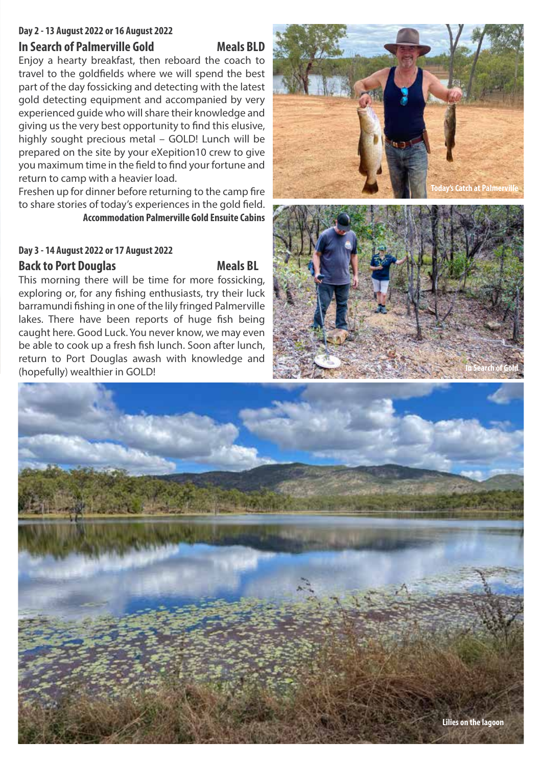**Day 2 - 13 August 2022 or 16 August 2022**

## In Search of Palmerville Gold

**Meals BLD**

Enjoy a hearty breakfast, then reboard the coach to travel to the goldfields where we will spend the best part of the day fossicking and detecting with the latest gold detecting equipment and accompanied by very experienced guide who will share their knowledge and giving us the very best opportunity to find this elusive, highly sought precious metal – GOLD! Lunch will be prepared on the site by your eXepition10 crew to give you maximum time in the field to find your fortune and return to camp with a heavier load.

Freshen up for dinner before returning to the camp fire to share stories of today's experiences in the gold field.

**Accommodation Palmerville Gold Ensuite Cabins**

**Day 3 - 14 August 2022 or 17 August 2022**

## Back to Port Douglas

**Meals BL**

This morning there will be time for more fossicking, exploring or, for any fishing enthusiasts, try their luck barramundi fishing in one of the lily fringed Palmerville lakes. There have been reports of huge fish being caught here. Good Luck. You never know, we may even be able to cook up a fresh fish lunch. Soon after lunch, return to Port Douglas awash with knowledge and (hopefully) wealthier in GOLD!

Today's Catch at Palmerville

In Search of Gold

Lilies on the lagoon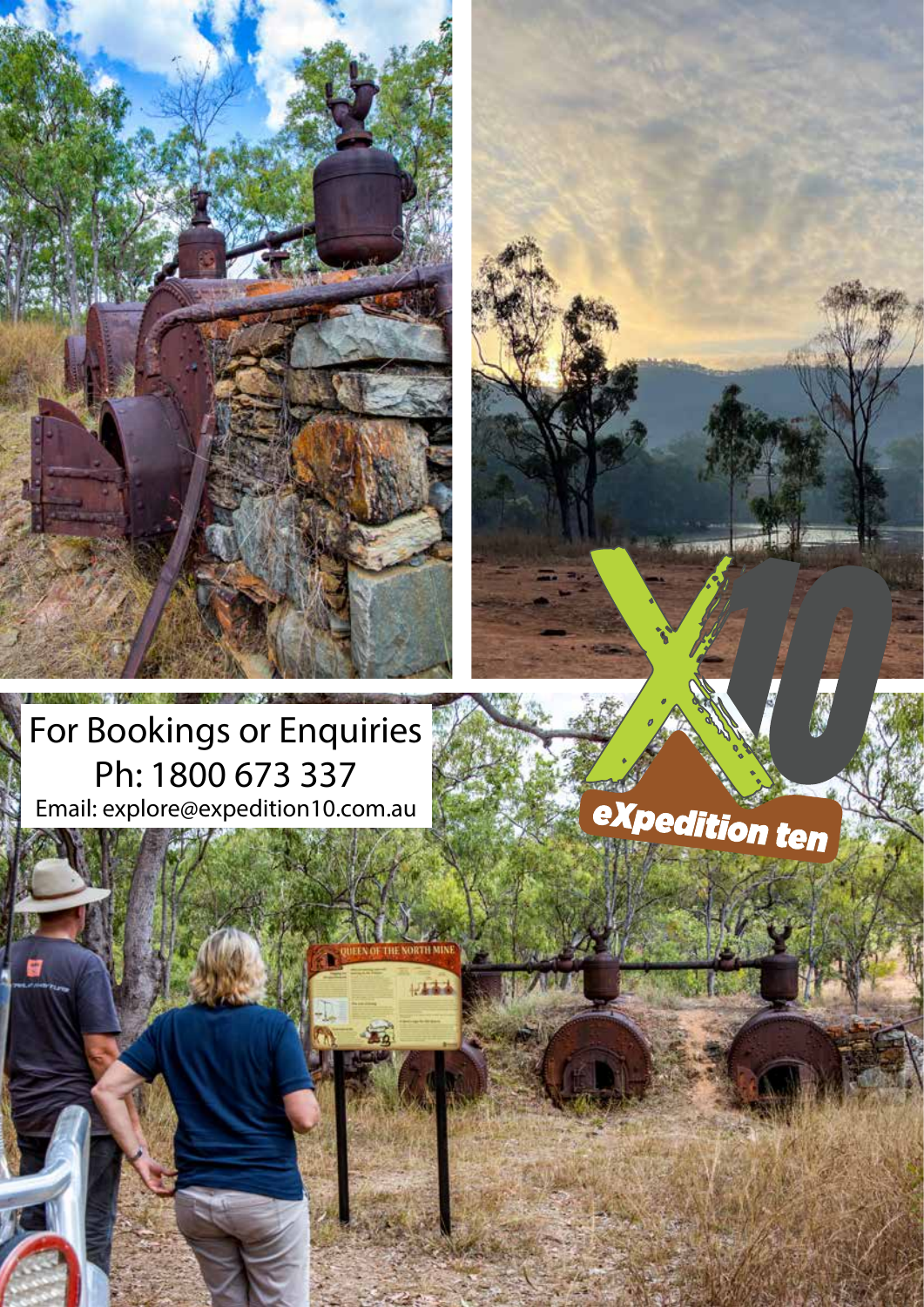For Bookings or Enquiries

Ph: 1800 673 337

Email: explore@expedition10.com.au

eXpedition ten